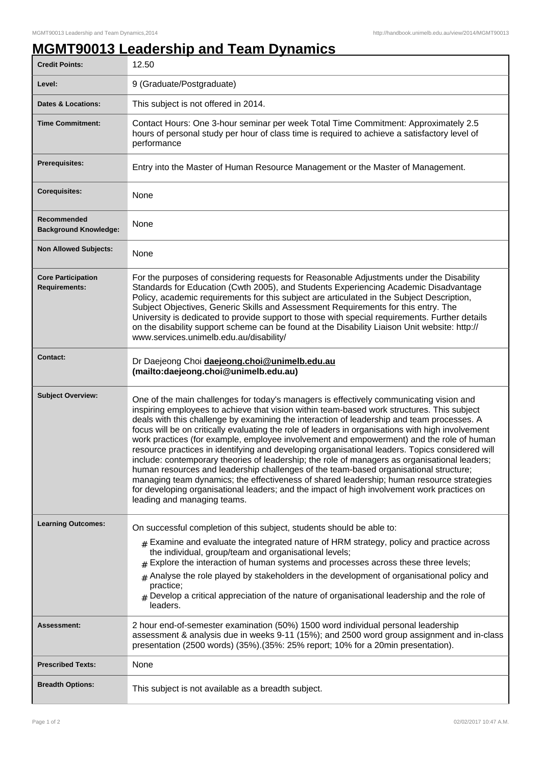# MGMT90013 Leadership and Team Dynamics

| | |
|---|---|
| **Credit Points:** | 12.50 |
| **Level:** | 9 (Graduate/Postgraduate) |
| **Dates & Locations:** | This subject is not offered in 2014. |
| **Time Commitment:** | Contact Hours: One 3-hour seminar per week Total Time Commitment: Approximately 2.5 hours of personal study per hour of class time is required to achieve a satisfactory level of performance |
| **Prerequisites:** | Entry into the Master of Human Resource Management or the Master of Management. |
| **Corequisites:** | None |
| **Recommended Background Knowledge:** | None |
| **Non Allowed Subjects:** | None |
| **Core Participation Requirements:** | For the purposes of considering requests for Reasonable Adjustments under the Disability Standards for Education (Cwth 2005), and Students Experiencing Academic Disadvantage Policy, academic requirements for this subject are articulated in the Subject Description, Subject Objectives, Generic Skills and Assessment Requirements for this entry. The University is dedicated to provide support to those with special requirements. Further details on the disability support scheme can be found at the Disability Liaison Unit website: http://www.services.unimelb.edu.au/disability/ |
| **Contact:** | Dr Daejeong Choi **daejeong.choi@unimelb.edu.au (mailto:daejeong.choi@unimelb.edu.au)** |
| **Subject Overview:** | One of the main challenges for today's managers is effectively communicating vision and inspiring employees to achieve that vision within team-based work structures. This subject deals with this challenge by examining the interaction of leadership and team processes. A focus will be on critically evaluating the role of leaders in organisations with high involvement work practices (for example, employee involvement and empowerment) and the role of human resource practices in identifying and developing organisational leaders. Topics considered will include: contemporary theories of leadership; the role of managers as organisational leaders; human resources and leadership challenges of the team-based organisational structure; managing team dynamics; the effectiveness of shared leadership; human resource strategies for developing organisational leaders; and the impact of high involvement work practices on leading and managing teams. |
| **Learning Outcomes:** | On successful completion of this subject, students should be able to:<br># Examine and evaluate the integrated nature of HRM strategy, policy and practice across the individual, group/team and organisational levels;<br># Explore the interaction of human systems and processes across these three levels;<br># Analyse the role played by stakeholders in the development of organisational policy and practice;<br># Develop a critical appreciation of the nature of organisational leadership and the role of leaders. |
| **Assessment:** | 2 hour end-of-semester examination (50%) 1500 word individual personal leadership assessment & analysis due in weeks 9-11 (15%); and 2500 word group assignment and in-class presentation (2500 words) (35%).(35%: 25% report; 10% for a 20min presentation). |
| **Prescribed Texts:** | None |
| **Breadth Options:** | This subject is not available as a breadth subject. |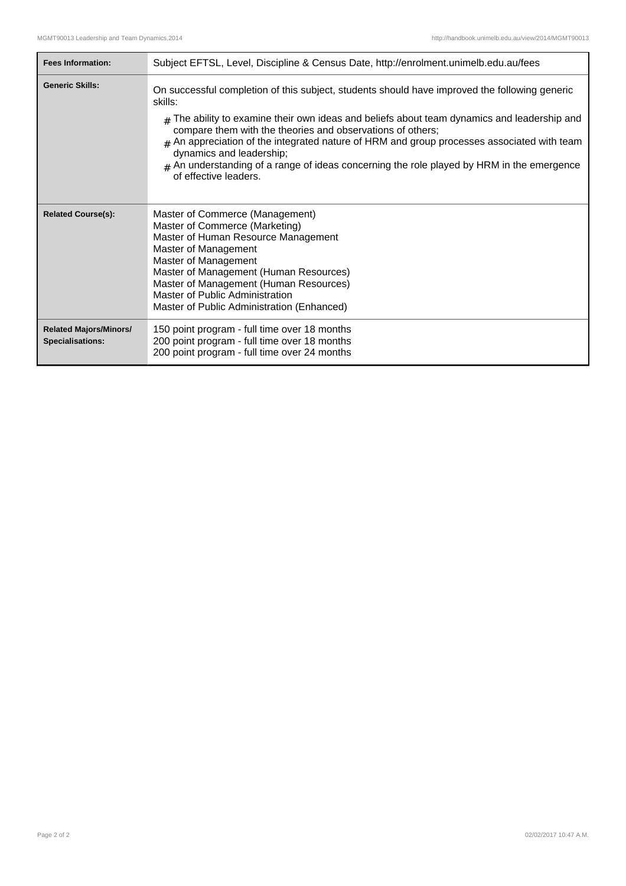| | |
|---|---|
| **Fees Information:** | Subject EFTSL, Level, Discipline & Census Date, http://enrolment.unimelb.edu.au/fees |
| **Generic Skills:** | On successful completion of this subject, students should have improved the following generic skills: <br># The ability to examine their own ideas and beliefs about team dynamics and leadership and compare them with the theories and observations of others; <br># An appreciation of the integrated nature of HRM and group processes associated with team dynamics and leadership; <br># An understanding of a range of ideas concerning the role played by HRM in the emergence of effective leaders. |
| **Related Course(s):** | Master of Commerce (Management)<br>Master of Commerce (Marketing)<br>Master of Human Resource Management<br>Master of Management<br>Master of Management<br>Master of Management (Human Resources)<br>Master of Management (Human Resources)<br>Master of Public Administration<br>Master of Public Administration (Enhanced) |
| **Related Majors/Minors/ Specialisations:** | 150 point program - full time over 18 months<br>200 point program - full time over 18 months<br>200 point program - full time over 24 months |